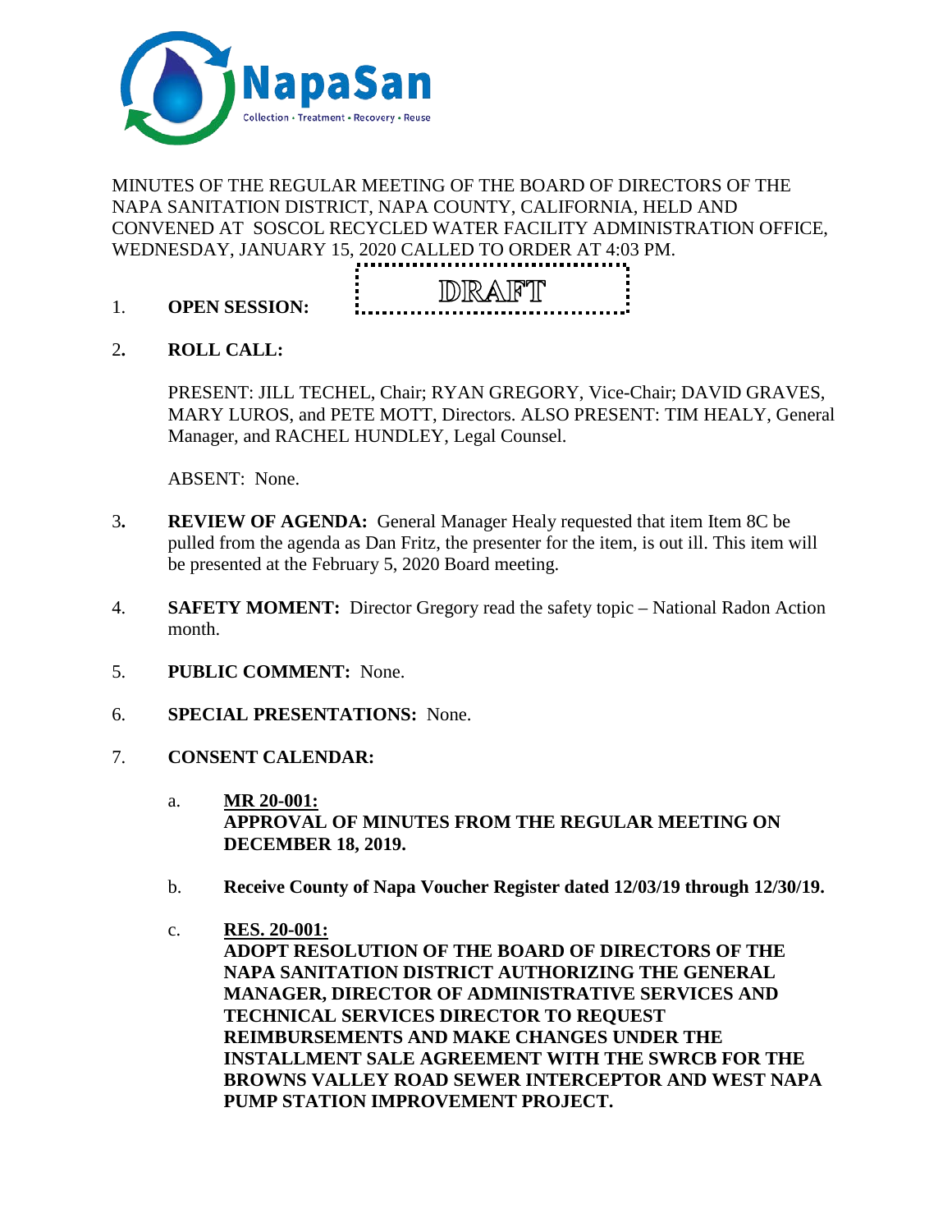MINUTES OF THE REGULAR MEETING OF THE BOARD OF DIRECTORS OF THE NAPA SANITATION DISTRICT, NAPA COUNTY, CALIFORNIA, HELD AND CONVENED AT SOSCOL RECYCLED WATER FACILITY ADMINISTRATION OFFICE, WEDNESDAY, JANUARY 15, 2020 CALLED TO ORDER AT 4:03 PM.

DRAFT

1. **OPEN SESSION:**

2. **ROLL CALL:**

   PRESENT: JILL TECHEL, Chair; RYAN GREGORY, Vice-Chair; DAVID GRAVES, MARY LUROS, and PETE MOTT, Directors. ALSO PRESENT: TIM HEALY, General Manager, and RACHEL HUNDLEY, Legal Counsel.

   ABSENT: None.

3. **REVIEW OF AGENDA:** General Manager Healy requested that item Item 8C be pulled from the agenda as Dan Fritz, the presenter for the item, is out ill. This item will be presented at the February 5, 2020 Board meeting.

4. **SAFETY MOMENT:** Director Gregory read the safety topic – National Radon Action month.

5. **PUBLIC COMMENT:** None.

6. **SPECIAL PRESENTATIONS:** None.

7. **CONSENT CALENDAR:**

   a. **MR 20-001:**
   **APPROVAL OF MINUTES FROM THE REGULAR MEETING ON DECEMBER 18, 2019.**

   b. **Receive County of Napa Voucher Register dated 12/03/19 through 12/30/19.**

   c. **RES. 20-001:**
   **ADOPT RESOLUTION OF THE BOARD OF DIRECTORS OF THE NAPA SANITATION DISTRICT AUTHORIZING THE GENERAL MANAGER, DIRECTOR OF ADMINISTRATIVE SERVICES AND TECHNICAL SERVICES DIRECTOR TO REQUEST REIMBURSEMENTS AND MAKE CHANGES UNDER THE INSTALLMENT SALE AGREEMENT WITH THE SWRCB FOR THE BROWNS VALLEY ROAD SEWER INTERCEPTOR AND WEST NAPA PUMP STATION IMPROVEMENT PROJECT.**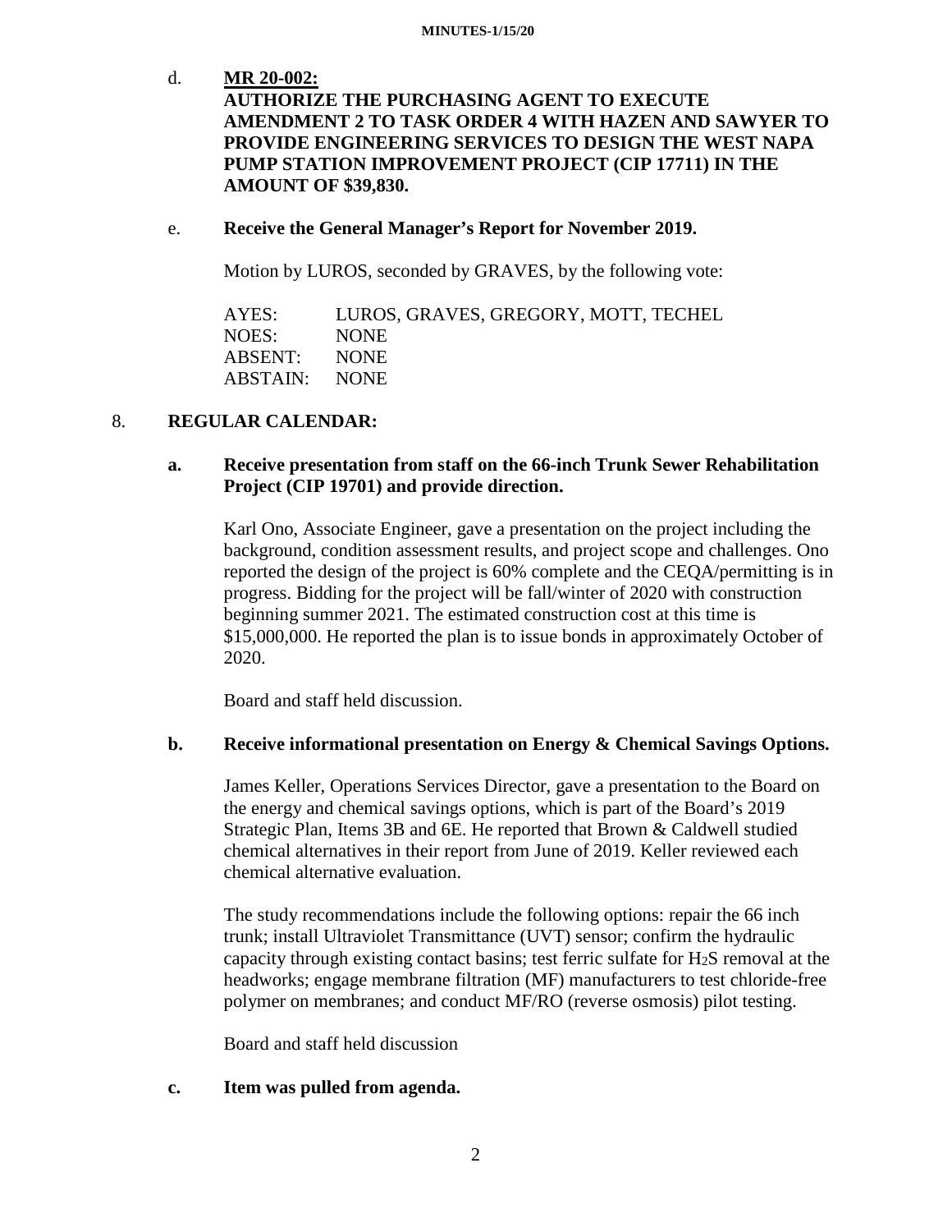d. **MR 20-002:**
**AUTHORIZE THE PURCHASING AGENT TO EXECUTE AMENDMENT 2 TO TASK ORDER 4 WITH HAZEN AND SAWYER TO PROVIDE ENGINEERING SERVICES TO DESIGN THE WEST NAPA PUMP STATION IMPROVEMENT PROJECT (CIP 17711) IN THE AMOUNT OF $39,830.**

e. **Receive the General Manager's Report for November 2019.**

Motion by LUROS, seconded by GRAVES, by the following vote:

| | |
|---|---|
| AYES: | LUROS, GRAVES, GREGORY, MOTT, TECHEL |
| NOES: | NONE |
| ABSENT: | NONE |
| ABSTAIN: | NONE |

8. **REGULAR CALENDAR:**

**a. Receive presentation from staff on the 66-inch Trunk Sewer Rehabilitation Project (CIP 19701) and provide direction.**

Karl Ono, Associate Engineer, gave a presentation on the project including the background, condition assessment results, and project scope and challenges. Ono reported the design of the project is 60% complete and the CEQA/permitting is in progress. Bidding for the project will be fall/winter of 2020 with construction beginning summer 2021. The estimated construction cost at this time is $15,000,000. He reported the plan is to issue bonds in approximately October of 2020.

Board and staff held discussion.

**b. Receive informational presentation on Energy & Chemical Savings Options.**

James Keller, Operations Services Director, gave a presentation to the Board on the energy and chemical savings options, which is part of the Board's 2019 Strategic Plan, Items 3B and 6E. He reported that Brown & Caldwell studied chemical alternatives in their report from June of 2019. Keller reviewed each chemical alternative evaluation.

The study recommendations include the following options: repair the 66 inch trunk; install Ultraviolet Transmittance (UVT) sensor; confirm the hydraulic capacity through existing contact basins; test ferric sulfate for $H_2S$ removal at the headworks; engage membrane filtration (MF) manufacturers to test chloride-free polymer on membranes; and conduct MF/RO (reverse osmosis) pilot testing.

Board and staff held discussion

**c. Item was pulled from agenda.**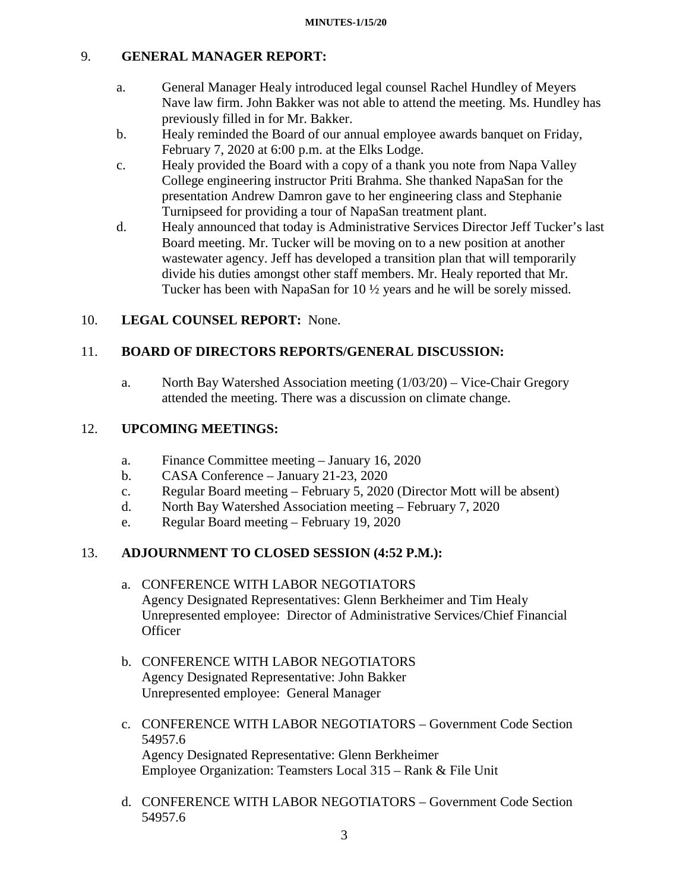## 9. GENERAL MANAGER REPORT:

a. General Manager Healy introduced legal counsel Rachel Hundley of Meyers Nave law firm. John Bakker was not able to attend the meeting. Ms. Hundley has previously filled in for Mr. Bakker.

b. Healy reminded the Board of our annual employee awards banquet on Friday, February 7, 2020 at 6:00 p.m. at the Elks Lodge.

c. Healy provided the Board with a copy of a thank you note from Napa Valley College engineering instructor Priti Brahma. She thanked NapaSan for the presentation Andrew Damron gave to her engineering class and Stephanie Turnipseed for providing a tour of NapaSan treatment plant.

d. Healy announced that today is Administrative Services Director Jeff Tucker's last Board meeting. Mr. Tucker will be moving on to a new position at another wastewater agency. Jeff has developed a transition plan that will temporarily divide his duties amongst other staff members. Mr. Healy reported that Mr. Tucker has been with NapaSan for 10 ½ years and he will be sorely missed.

## 10. LEGAL COUNSEL REPORT: None.

## 11. BOARD OF DIRECTORS REPORTS/GENERAL DISCUSSION:

a. North Bay Watershed Association meeting (1/03/20) – Vice-Chair Gregory attended the meeting. There was a discussion on climate change.

## 12. UPCOMING MEETINGS:

a. Finance Committee meeting – January 16, 2020

b. CASA Conference – January 21-23, 2020

c. Regular Board meeting – February 5, 2020 (Director Mott will be absent)

d. North Bay Watershed Association meeting – February 7, 2020

e. Regular Board meeting – February 19, 2020

## 13. ADJOURNMENT TO CLOSED SESSION (4:52 P.M.):

a. CONFERENCE WITH LABOR NEGOTIATORS
Agency Designated Representatives: Glenn Berkheimer and Tim Healy
Unrepresented employee: Director of Administrative Services/Chief Financial Officer

b. CONFERENCE WITH LABOR NEGOTIATORS
Agency Designated Representative: John Bakker
Unrepresented employee: General Manager

c. CONFERENCE WITH LABOR NEGOTIATORS – Government Code Section 54957.6
Agency Designated Representative: Glenn Berkheimer
Employee Organization: Teamsters Local 315 – Rank & File Unit

d. CONFERENCE WITH LABOR NEGOTIATORS – Government Code Section 54957.6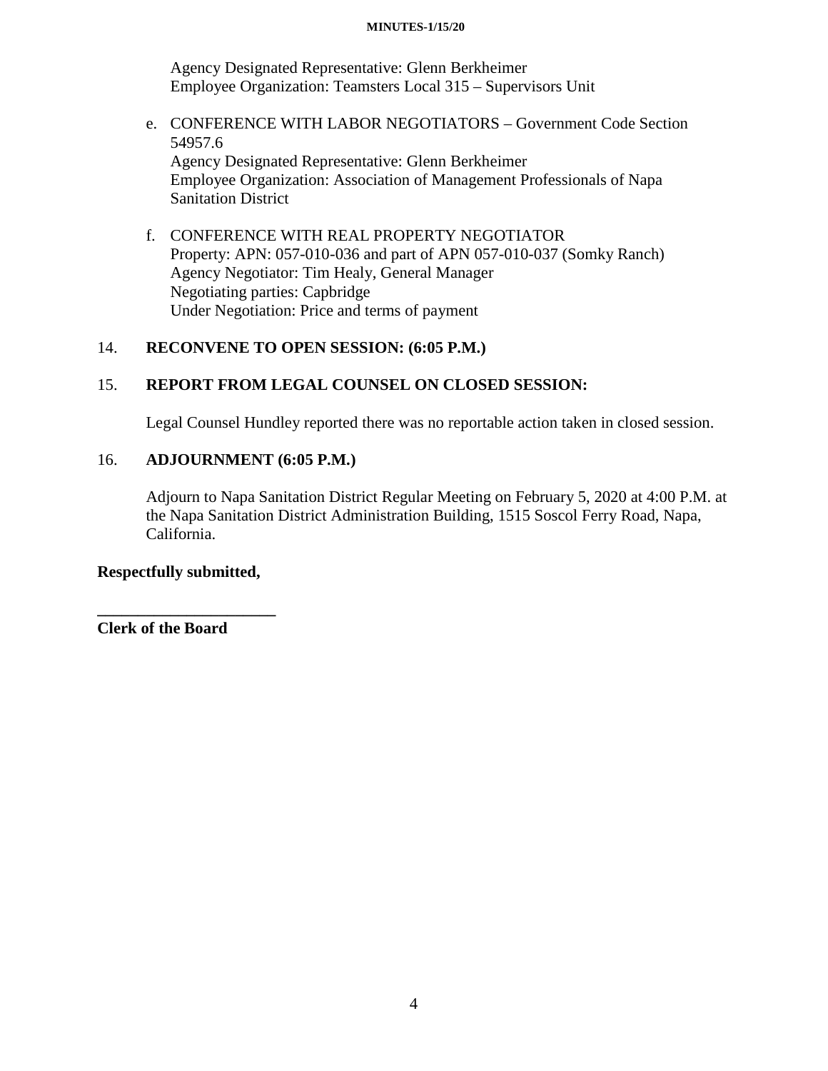Agency Designated Representative: Glenn Berkheimer
Employee Organization: Teamsters Local 315 – Supervisors Unit

e. CONFERENCE WITH LABOR NEGOTIATORS – Government Code Section 54957.6
   Agency Designated Representative: Glenn Berkheimer
   Employee Organization: Association of Management Professionals of Napa Sanitation District

f. CONFERENCE WITH REAL PROPERTY NEGOTIATOR
   Property: APN: 057-010-036 and part of APN 057-010-037 (Somky Ranch)
   Agency Negotiator: Tim Healy, General Manager
   Negotiating parties: Capbridge
   Under Negotiation: Price and terms of payment

14. **RECONVENE TO OPEN SESSION: (6:05 P.M.)**

15. **REPORT FROM LEGAL COUNSEL ON CLOSED SESSION:**

    Legal Counsel Hundley reported there was no reportable action taken in closed session.

16. **ADJOURNMENT (6:05 P.M.)**

    Adjourn to Napa Sanitation District Regular Meeting on February 5, 2020 at 4:00 P.M. at the Napa Sanitation District Administration Building, 1515 Soscol Ferry Road, Napa, California.

**Respectfully submitted,**

**______________________**
**Clerk of the Board**